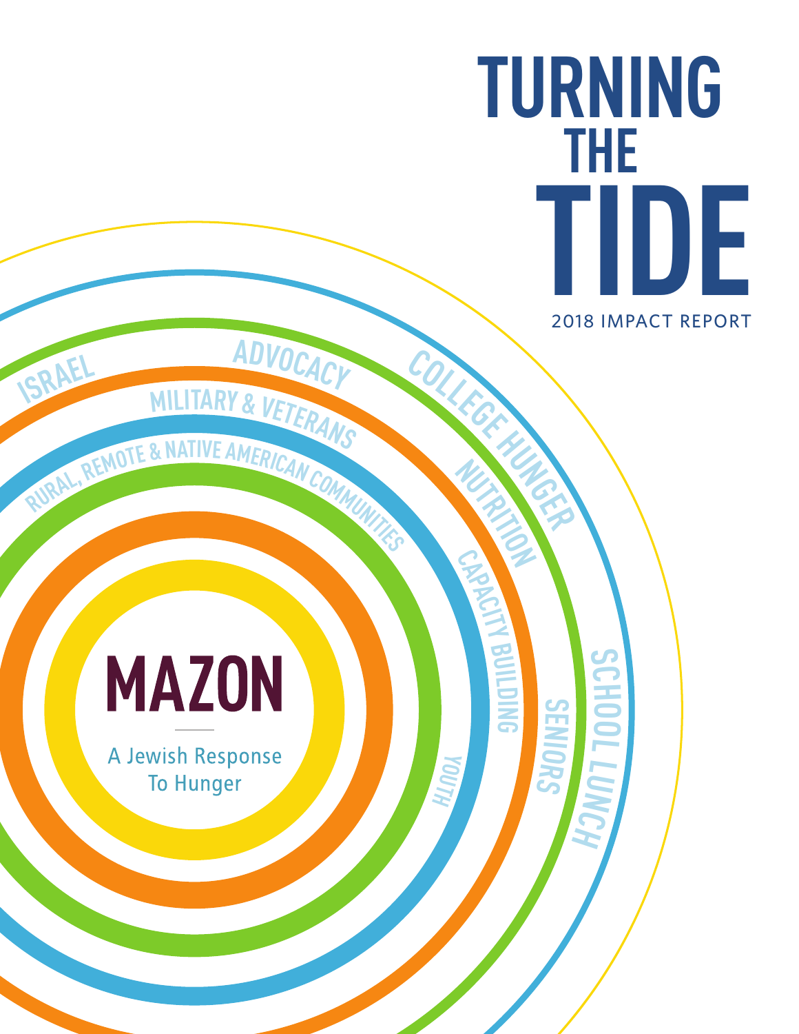# TURNING THE TIDE

2018 IMPACT REPORT

ISRAEL

ADVOCACY

COLLEGE HUNGER

MILITARY & VETERANS

RURAL, REMOTE & NATIVE AMERICAN COMMUNITIES

NUTRITION

CAPACITY BUILDING

SCHOOL LUNCH

SENIORS

YOUTH

## MAZON

A Jewish Response To Hunger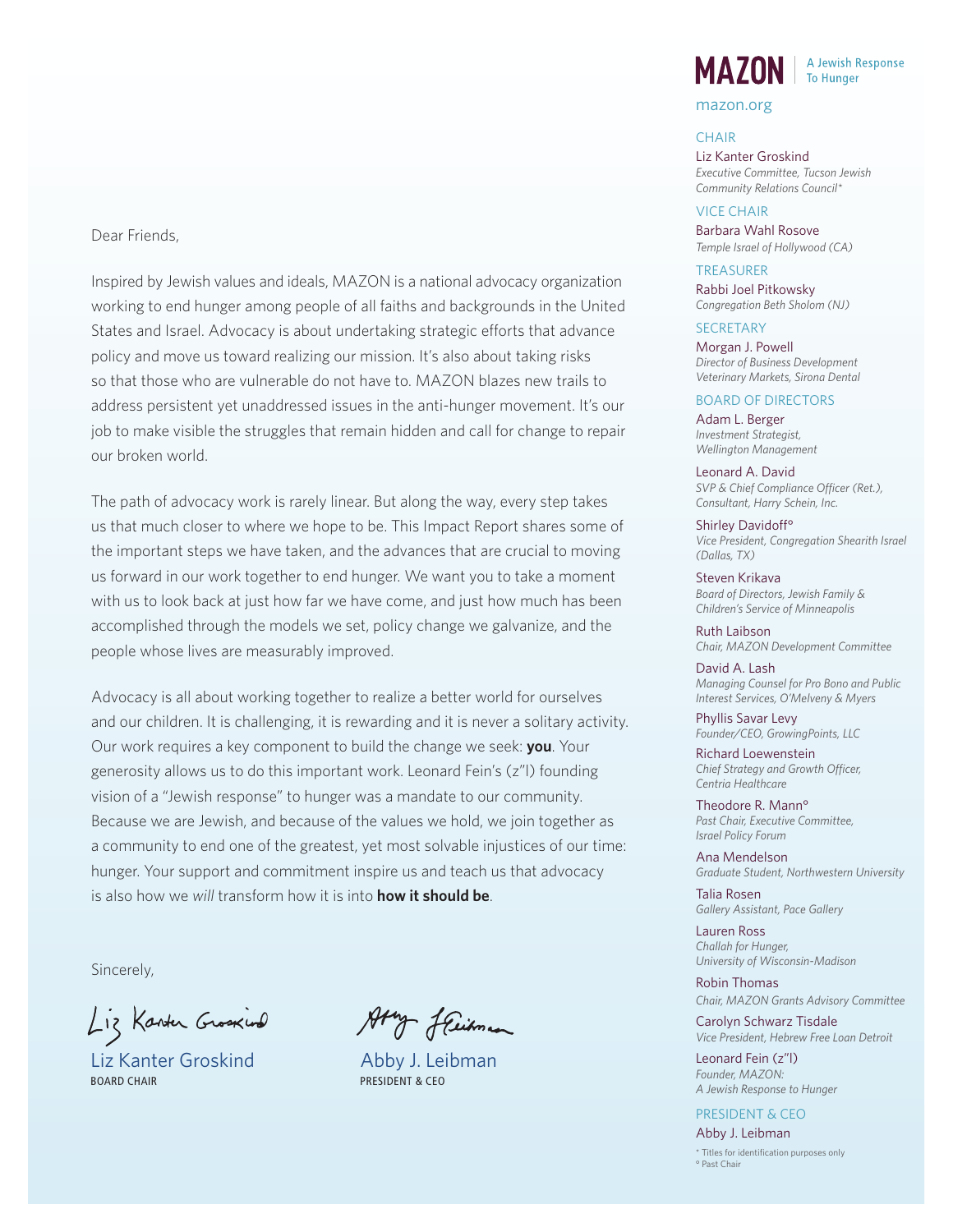Dear Friends,

Inspired by Jewish values and ideals, MAZON is a national advocacy organization working to end hunger among people of all faiths and backgrounds in the United States and Israel. Advocacy is about undertaking strategic efforts that advance policy and move us toward realizing our mission. It's also about taking risks so that those who are vulnerable do not have to. MAZON blazes new trails to address persistent yet unaddressed issues in the anti-hunger movement. It's our job to make visible the struggles that remain hidden and call for change to repair our broken world.

The path of advocacy work is rarely linear. But along the way, every step takes us that much closer to where we hope to be. This Impact Report shares some of the important steps we have taken, and the advances that are crucial to moving us forward in our work together to end hunger. We want you to take a moment with us to look back at just how far we have come, and just how much has been accomplished through the models we set, policy change we galvanize, and the people whose lives are measurably improved.

Advocacy is all about working together to realize a better world for ourselves and our children. It is challenging, it is rewarding and it is never a solitary activity. Our work requires a key component to build the change we seek: **you**. Your generosity allows us to do this important work. Leonard Fein's (z"l) founding vision of a "Jewish response" to hunger was a mandate to our community. Because we are Jewish, and because of the values we hold, we join together as a community to end one of the greatest, yet most solvable injustices of our time: hunger. Your support and commitment inspire us and teach us that advocacy is also how we *will* transform how it is into **how it should be**.

Sincerely,

Liz Kanter Groskind
BOARD CHAIR

Abby J. Leibman
PRESIDENT & CEO

---

**MAZON** | A Jewish Response To Hunger

mazon.org

CHAIR

Liz Kanter Groskind
*Executive Committee, Tucson Jewish Community Relations Council**

VICE CHAIR

Barbara Wahl Rosove
*Temple Israel of Hollywood (CA)*

TREASURER

Rabbi Joel Pitkowsky
*Congregation Beth Sholom (NJ)*

SECRETARY

Morgan J. Powell
*Director of Business Development Veterinary Markets, Sirona Dental*

BOARD OF DIRECTORS

Adam L. Berger
*Investment Strategist, Wellington Management*

Leonard A. David
*SVP & Chief Compliance Officer (Ret.), Consultant, Harry Schein, Inc.*

Shirley Davidoff°
*Vice President, Congregation Shearith Israel (Dallas, TX)*

Steven Krikava
*Board of Directors, Jewish Family & Children's Service of Minneapolis*

Ruth Laibson
*Chair, MAZON Development Committee*

David A. Lash
*Managing Counsel for Pro Bono and Public Interest Services, O'Melveny & Myers*

Phyllis Savar Levy
*Founder/CEO, GrowingPoints, LLC*

Richard Loewenstein
*Chief Strategy and Growth Officer, Centria Healthcare*

Theodore R. Mann°
*Past Chair, Executive Committee, Israel Policy Forum*

Ana Mendelson
*Graduate Student, Northwestern University*

Talia Rosen
*Gallery Assistant, Pace Gallery*

Lauren Ross
*Challah for Hunger, University of Wisconsin-Madison*

Robin Thomas
*Chair, MAZON Grants Advisory Committee*

Carolyn Schwarz Tisdale
*Vice President, Hebrew Free Loan Detroit*

Leonard Fein (z"l)
*Founder, MAZON: A Jewish Response to Hunger*

PRESIDENT & CEO

Abby J. Leibman

* Titles for identification purposes only
° Past Chair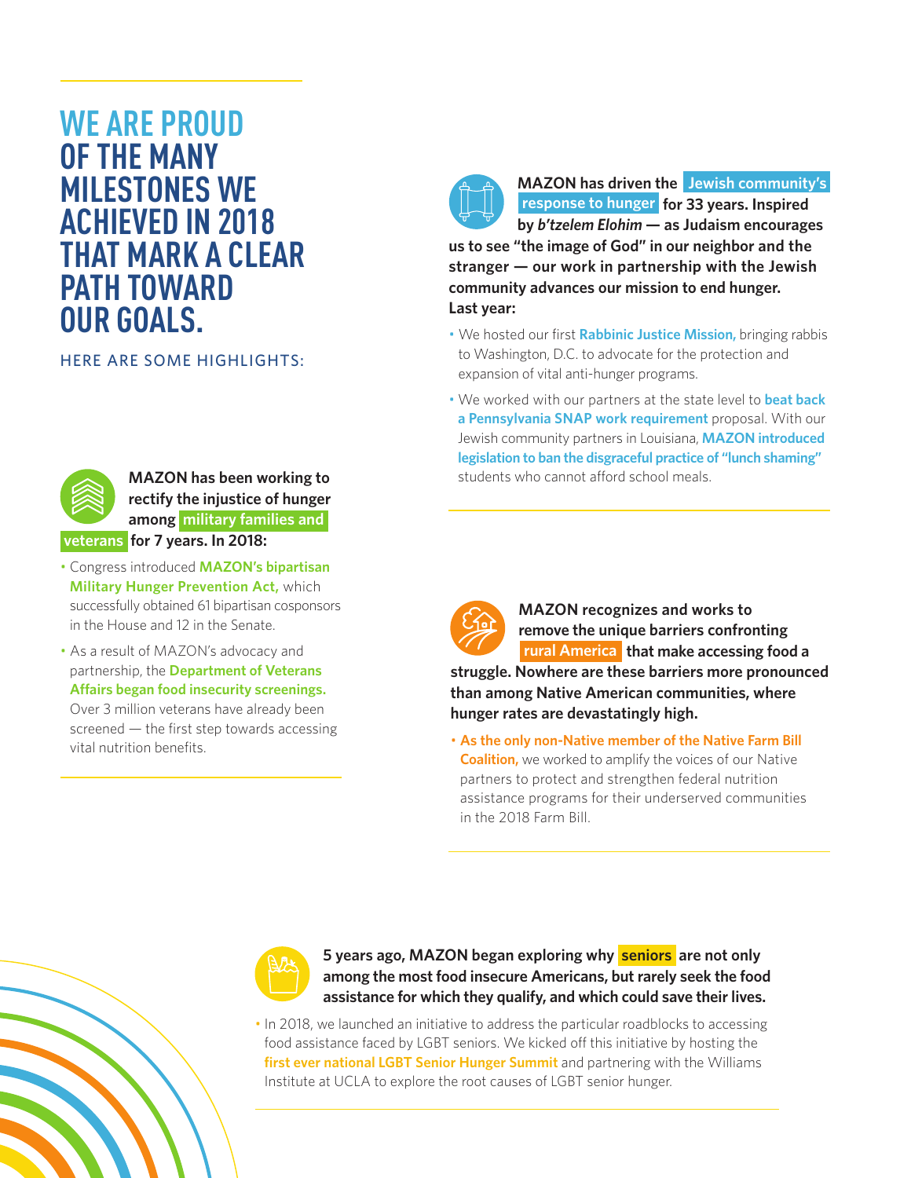# WE ARE PROUD OF THE MANY MILESTONES WE ACHIEVED IN 2018 THAT MARK A CLEAR PATH TOWARD OUR GOALS.

HERE ARE SOME HIGHLIGHTS:

**MAZON has been working to rectify the injustice of hunger among military families and veterans for 7 years. In 2018:**

- Congress introduced **MAZON's bipartisan Military Hunger Prevention Act,** which successfully obtained 61 bipartisan cosponsors in the House and 12 in the Senate.
- As a result of MAZON's advocacy and partnership, the **Department of Veterans Affairs began food insecurity screenings.** Over 3 million veterans have already been screened — the first step towards accessing vital nutrition benefits.

**MAZON has driven the Jewish community's response to hunger for 33 years. Inspired by *b'tzelem Elohim* — as Judaism encourages us to see "the image of God" in our neighbor and the stranger — our work in partnership with the Jewish community advances our mission to end hunger. Last year:**

- We hosted our first **Rabbinic Justice Mission,** bringing rabbis to Washington, D.C. to advocate for the protection and expansion of vital anti-hunger programs.
- We worked with our partners at the state level to **beat back a Pennsylvania SNAP work requirement** proposal. With our Jewish community partners in Louisiana, **MAZON introduced legislation to ban the disgraceful practice of "lunch shaming"** students who cannot afford school meals.

**MAZON recognizes and works to remove the unique barriers confronting rural America that make accessing food a struggle. Nowhere are these barriers more pronounced than among Native American communities, where hunger rates are devastatingly high.**

- **As the only non-Native member of the Native Farm Bill Coalition,** we worked to amplify the voices of our Native partners to protect and strengthen federal nutrition assistance programs for their underserved communities in the 2018 Farm Bill.

**5 years ago, MAZON began exploring why seniors are not only among the most food insecure Americans, but rarely seek the food assistance for which they qualify, and which could save their lives.**

- In 2018, we launched an initiative to address the particular roadblocks to accessing food assistance faced by LGBT seniors. We kicked off this initiative by hosting the **first ever national LGBT Senior Hunger Summit** and partnering with the Williams Institute at UCLA to explore the root causes of LGBT senior hunger.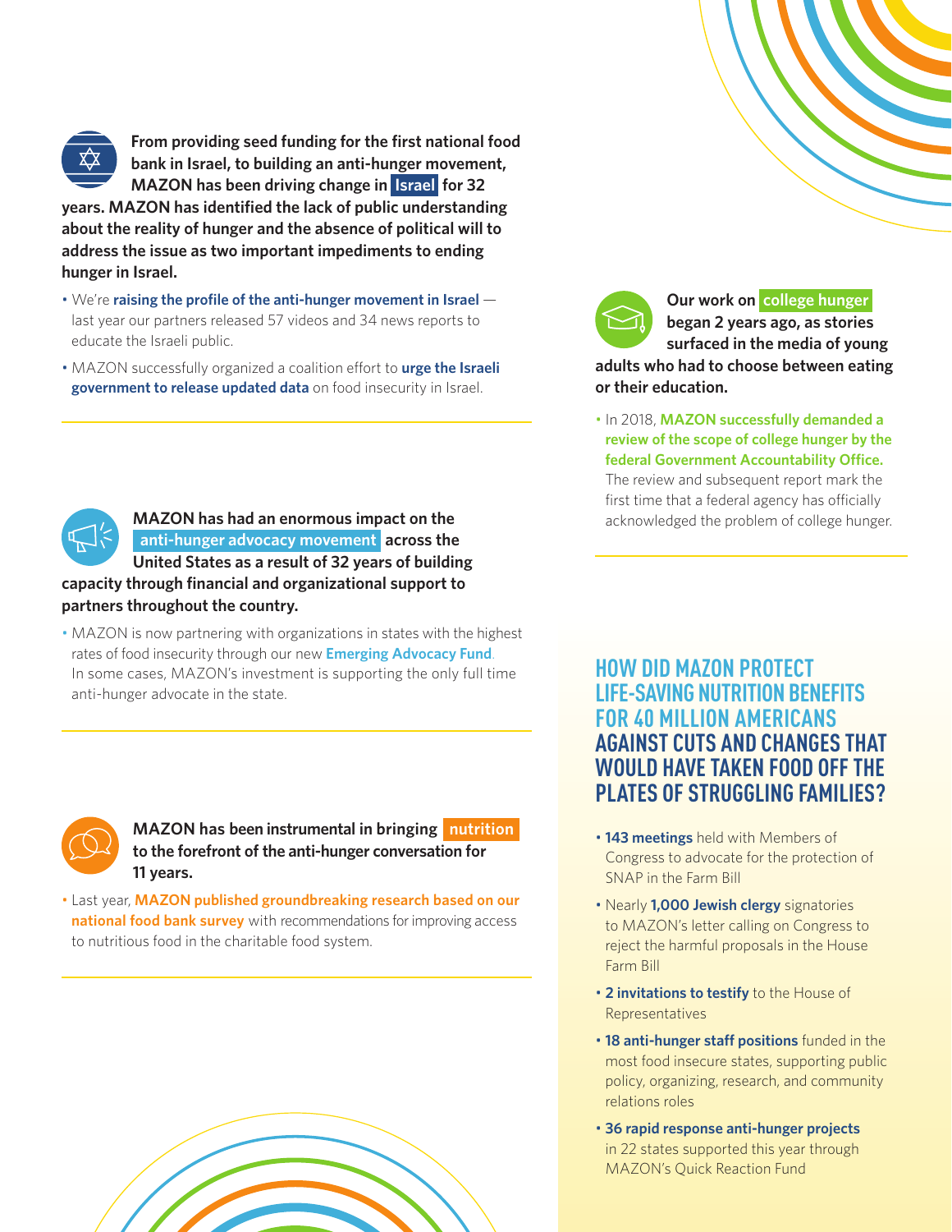**From providing seed funding for the first national food bank in Israel, to building an anti-hunger movement, MAZON has been driving change in Israel for 32 years. MAZON has identified the lack of public understanding about the reality of hunger and the absence of political will to address the issue as two important impediments to ending hunger in Israel.**

- We're **raising the profile of the anti-hunger movement in Israel** — last year our partners released 57 videos and 34 news reports to educate the Israeli public.
- MAZON successfully organized a coalition effort to **urge the Israeli government to release updated data** on food insecurity in Israel.

---

**MAZON has had an enormous impact on the anti-hunger advocacy movement across the United States as a result of 32 years of building capacity through financial and organizational support to partners throughout the country.**

- MAZON is now partnering with organizations in states with the highest rates of food insecurity through our new **Emerging Advocacy Fund**. In some cases, MAZON's investment is supporting the only full time anti-hunger advocate in the state.

---

**MAZON has been instrumental in bringing nutrition to the forefront of the anti-hunger conversation for 11 years.**

- Last year, **MAZON published groundbreaking research based on our national food bank survey** with recommendations for improving access to nutritious food in the charitable food system.

---

**Our work on college hunger began 2 years ago, as stories surfaced in the media of young adults who had to choose between eating or their education.**

- In 2018, **MAZON successfully demanded a review of the scope of college hunger by the federal Government Accountability Office.** The review and subsequent report mark the first time that a federal agency has officially acknowledged the problem of college hunger.

---

## HOW DID MAZON PROTECT LIFE-SAVING NUTRITION BENEFITS FOR 40 MILLION AMERICANS AGAINST CUTS AND CHANGES THAT WOULD HAVE TAKEN FOOD OFF THE PLATES OF STRUGGLING FAMILIES?

- **143 meetings** held with Members of Congress to advocate for the protection of SNAP in the Farm Bill
- Nearly **1,000 Jewish clergy** signatories to MAZON's letter calling on Congress to reject the harmful proposals in the House Farm Bill
- **2 invitations to testify** to the House of Representatives
- **18 anti-hunger staff positions** funded in the most food insecure states, supporting public policy, organizing, research, and community relations roles
- **36 rapid response anti-hunger projects** in 22 states supported this year through MAZON's Quick Reaction Fund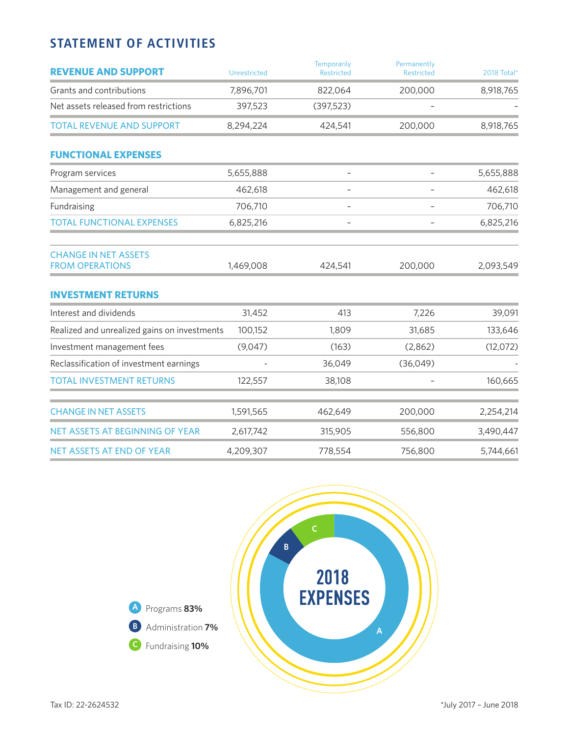## STATEMENT OF ACTIVITIES

| REVENUE AND SUPPORT | Unrestricted | Temporarily Restricted | Permanently Restricted | 2018 Total* |
|---|---|---|---|---|
| Grants and contributions | 7,896,701 | 822,064 | 200,000 | 8,918,765 |
| Net assets released from restrictions | 397,523 | (397,523) | – | – |
| TOTAL REVENUE AND SUPPORT | 8,294,224 | 424,541 | 200,000 | 8,918,765 |
| **FUNCTIONAL EXPENSES** | | | | |
| Program services | 5,655,888 | – | – | 5,655,888 |
| Management and general | 462,618 | – | – | 462,618 |
| Fundraising | 706,710 | – | – | 706,710 |
| TOTAL FUNCTIONAL EXPENSES | 6,825,216 | – | – | 6,825,216 |
| CHANGE IN NET ASSETS FROM OPERATIONS | 1,469,008 | 424,541 | 200,000 | 2,093,549 |
| **INVESTMENT RETURNS** | | | | |
| Interest and dividends | 31,452 | 413 | 7,226 | 39,091 |
| Realized and unrealized gains on investments | 100,152 | 1,809 | 31,685 | 133,646 |
| Investment management fees | (9,047) | (163) | (2,862) | (12,072) |
| Reclassification of investment earnings | - | 36,049 | (36,049) | - |
| TOTAL INVESTMENT RETURNS | 122,557 | 38,108 | – | 160,665 |
| CHANGE IN NET ASSETS | 1,591,565 | 462,649 | 200,000 | 2,254,214 |
| NET ASSETS AT BEGINNING OF YEAR | 2,617,742 | 315,905 | 556,800 | 3,490,447 |
| NET ASSETS AT END OF YEAR | 4,209,307 | 778,554 | 756,800 | 5,744,661 |

**2018 EXPENSES**

- A Programs **83%**
- B Administration **7%**
- C Fundraising **10%**

Tax ID: 22-2624532

*July 2017 – June 2018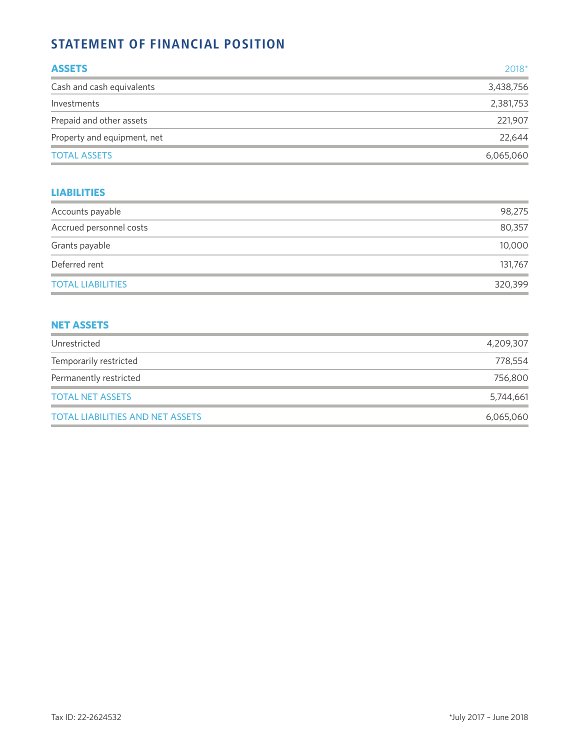## STATEMENT OF FINANCIAL POSITION

| ASSETS | 2018* |
|---|---|
| Cash and cash equivalents | 3,438,756 |
| Investments | 2,381,753 |
| Prepaid and other assets | 221,907 |
| Property and equipment, net | 22,644 |
| TOTAL ASSETS | 6,065,060 |

| LIABILITIES | |
|---|---|
| Accounts payable | 98,275 |
| Accrued personnel costs | 80,357 |
| Grants payable | 10,000 |
| Deferred rent | 131,767 |
| TOTAL LIABILITIES | 320,399 |

| NET ASSETS | |
|---|---|
| Unrestricted | 4,209,307 |
| Temporarily restricted | 778,554 |
| Permanently restricted | 756,800 |
| TOTAL NET ASSETS | 5,744,661 |
| TOTAL LIABILITIES AND NET ASSETS | 6,065,060 |

Tax ID: 22-2624532

*July 2017 – June 2018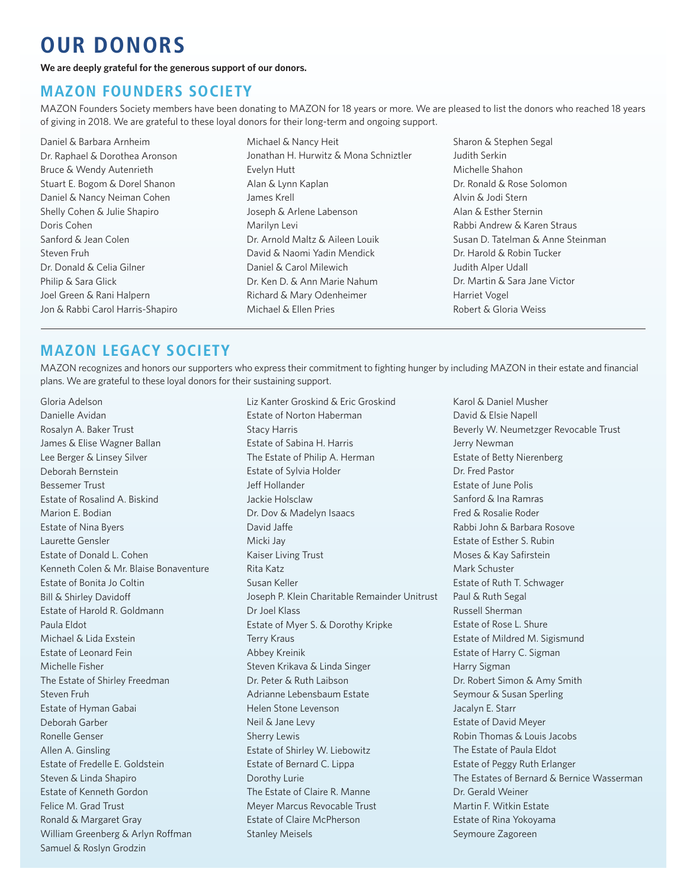# OUR DONORS

**We are deeply grateful for the generous support of our donors.**

## MAZON FOUNDERS SOCIETY

MAZON Founders Society members have been donating to MAZON for 18 years or more. We are pleased to list the donors who reached 18 years of giving in 2018. We are grateful to these loyal donors for their long-term and ongoing support.

Daniel & Barbara Arnheim
Dr. Raphael & Dorothea Aronson
Bruce & Wendy Autenrieth
Stuart E. Bogom & Dorel Shanon
Daniel & Nancy Neiman Cohen
Shelly Cohen & Julie Shapiro
Doris Cohen
Sanford & Jean Colen
Steven Fruh
Dr. Donald & Celia Gilner
Philip & Sara Glick
Joel Green & Rani Halpern
Jon & Rabbi Carol Harris-Shapiro
Michael & Nancy Heit
Jonathan H. Hurwitz & Mona Schniztler
Evelyn Hutt
Alan & Lynn Kaplan
James Krell
Joseph & Arlene Labenson
Marilyn Levi
Dr. Arnold Maltz & Aileen Louik
David & Naomi Yadin Mendick
Daniel & Carol Milewich
Dr. Ken D. & Ann Marie Nahum
Richard & Mary Odenheimer
Michael & Ellen Pries
Sharon & Stephen Segal
Judith Serkin
Michelle Shahon
Dr. Ronald & Rose Solomon
Alvin & Jodi Stern
Alan & Esther Sternin
Rabbi Andrew & Karen Straus
Susan D. Tatelman & Anne Steinman
Dr. Harold & Robin Tucker
Judith Alper Udall
Dr. Martin & Sara Jane Victor
Harriet Vogel
Robert & Gloria Weiss

## MAZON LEGACY SOCIETY

MAZON recognizes and honors our supporters who express their commitment to fighting hunger by including MAZON in their estate and financial plans. We are grateful to these loyal donors for their sustaining support.

Gloria Adelson
Danielle Avidan
Rosalyn A. Baker Trust
James & Elise Wagner Ballan
Lee Berger & Linsey Silver
Deborah Bernstein
Bessemer Trust
Estate of Rosalind A. Biskind
Marion E. Bodian
Estate of Nina Byers
Laurette Gensler
Estate of Donald L. Cohen
Kenneth Colen & Mr. Blaise Bonaventure
Estate of Bonita Jo Coltin
Bill & Shirley Davidoff
Estate of Harold R. Goldmann
Paula Eldot
Michael & Lida Exstein
Estate of Leonard Fein
Michelle Fisher
The Estate of Shirley Freedman
Steven Fruh
Estate of Hyman Gabai
Deborah Garber
Ronelle Genser
Allen A. Ginsling
Estate of Fredelle E. Goldstein
Steven & Linda Shapiro
Estate of Kenneth Gordon
Felice M. Grad Trust
Ronald & Margaret Gray
William Greenberg & Arlyn Roffman
Samuel & Roslyn Grodzin
Liz Kanter Groskind & Eric Groskind
Estate of Norton Haberman
Stacy Harris
Estate of Sabina H. Harris
The Estate of Philip A. Herman
Estate of Sylvia Holder
Jeff Hollander
Jackie Holsclaw
Dr. Dov & Madelyn Isaacs
David Jaffe
Micki Jay
Kaiser Living Trust
Rita Katz
Susan Keller
Joseph P. Klein Charitable Remainder Unitrust
Dr Joel Klass
Estate of Myer S. & Dorothy Kripke
Terry Kraus
Abbey Kreinik
Steven Krikava & Linda Singer
Dr. Peter & Ruth Laibson
Adrianne Lebensbaum Estate
Helen Stone Levenson
Neil & Jane Levy
Sherry Lewis
Estate of Shirley W. Liebowitz
Estate of Bernard C. Lippa
Dorothy Lurie
The Estate of Claire R. Manne
Meyer Marcus Revocable Trust
Estate of Claire McPherson
Stanley Meisels
Karol & Daniel Musher
David & Elsie Napell
Beverly W. Neumetzger Revocable Trust
Jerry Newman
Estate of Betty Nierenberg
Dr. Fred Pastor
Estate of June Polis
Sanford & Ina Ramras
Fred & Rosalie Roder
Rabbi John & Barbara Rosove
Estate of Esther S. Rubin
Moses & Kay Safirstein
Mark Schuster
Estate of Ruth T. Schwager
Paul & Ruth Segal
Russell Sherman
Estate of Rose L. Shure
Estate of Mildred M. Sigismund
Estate of Harry C. Sigman
Harry Sigman
Dr. Robert Simon & Amy Smith
Seymour & Susan Sperling
Jacalyn E. Starr
Estate of David Meyer
Robin Thomas & Louis Jacobs
The Estate of Paula Eldot
Estate of Peggy Ruth Erlanger
The Estates of Bernard & Bernice Wasserman
Dr. Gerald Weiner
Martin F. Witkin Estate
Estate of Rina Yokoyama
Seymoure Zagoreen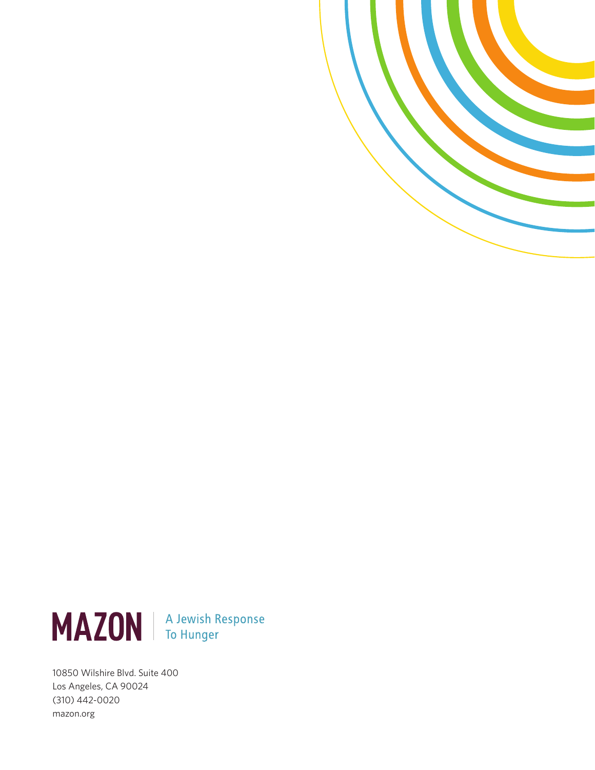**MAZON** | A Jewish Response To Hunger

10850 Wilshire Blvd. Suite 400
Los Angeles, CA 90024
(310) 442-0020
mazon.org